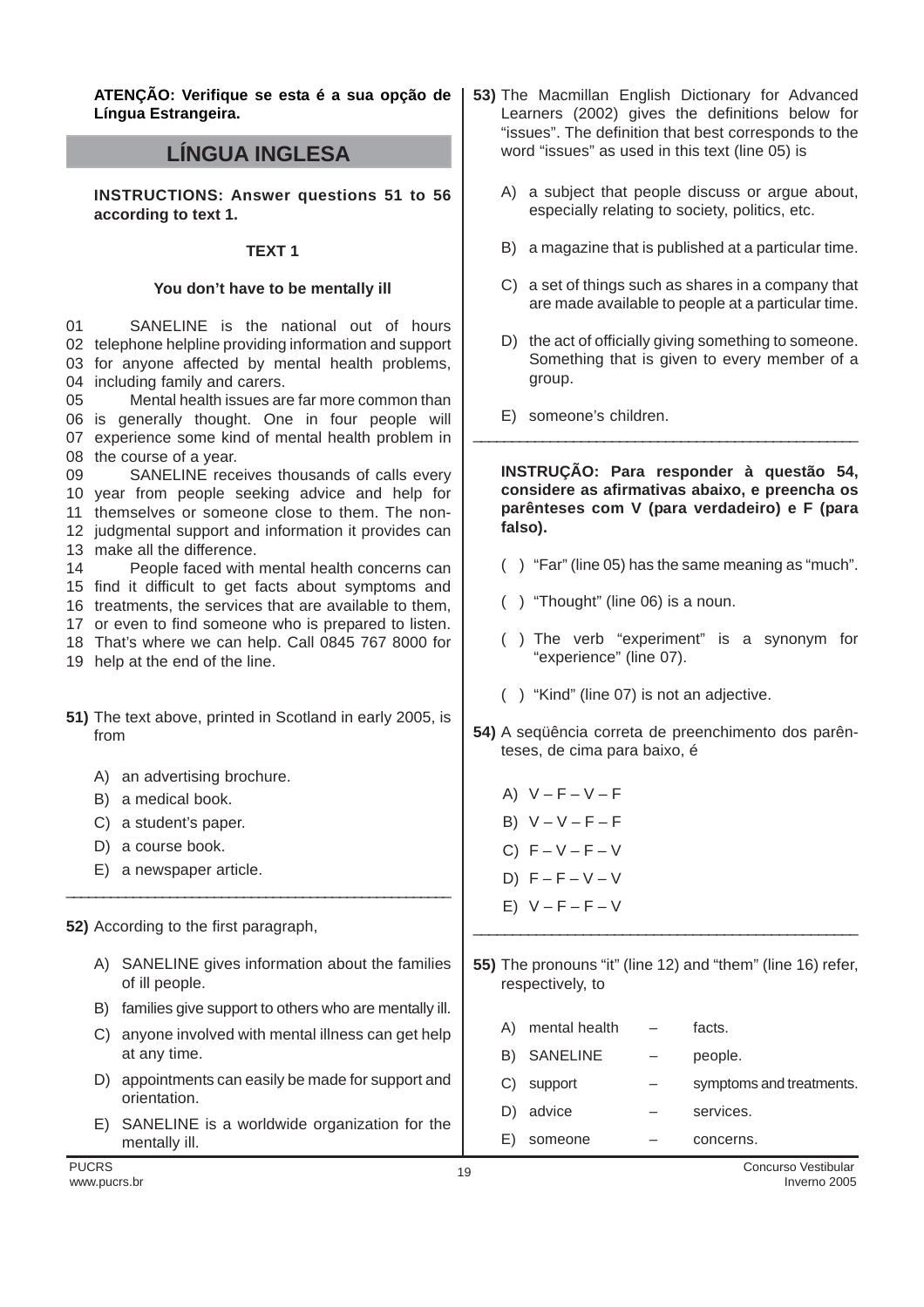**ATENÇÃO: Verifique se esta é a sua opção de Língua Estrangeira.**

## LÍNGUA INGLESA

**INSTRUCTIONS: Answer questions 51 to 56 according to text 1.**

**TEXT 1**

**You don't have to be mentally ill**

01 SANELINE is the national out of hours
02 telephone helpline providing information and support
03 for anyone affected by mental health problems,
04 including family and carers.
05 Mental health issues are far more common than
06 is generally thought. One in four people will
07 experience some kind of mental health problem in
08 the course of a year.
09 SANELINE receives thousands of calls every
10 year from people seeking advice and help for
11 themselves or someone close to them. The non-
12 judgmental support and information it provides can
13 make all the difference.
14 People faced with mental health concerns can
15 find it difficult to get facts about symptoms and
16 treatments, the services that are available to them,
17 or even to find someone who is prepared to listen.
18 That's where we can help. Call 0845 767 8000 for
19 help at the end of the line.

**51)** The text above, printed in Scotland in early 2005, is from

A) an advertising brochure.
B) a medical book.
C) a student's paper.
D) a course book.
E) a newspaper article.

---

**52)** According to the first paragraph,

A) SANELINE gives information about the families of ill people.
B) families give support to others who are mentally ill.
C) anyone involved with mental illness can get help at any time.
D) appointments can easily be made for support and orientation.
E) SANELINE is a worldwide organization for the mentally ill.

**53)** The Macmillan English Dictionary for Advanced Learners (2002) gives the definitions below for "issues". The definition that best corresponds to the word "issues" as used in this text (line 05) is

A) a subject that people discuss or argue about, especially relating to society, politics, etc.
B) a magazine that is published at a particular time.
C) a set of things such as shares in a company that are made available to people at a particular time.
D) the act of officially giving something to someone. Something that is given to every member of a group.
E) someone's children.

---

**INSTRUÇÃO: Para responder à questão 54, considere as afirmativas abaixo, e preencha os parênteses com V (para verdadeiro) e F (para falso).**

( ) "Far" (line 05) has the same meaning as "much".

( ) "Thought" (line 06) is a noun.

( ) The verb "experiment" is a synonym for "experience" (line 07).

( ) "Kind" (line 07) is not an adjective.

**54)** A seqüência correta de preenchimento dos parênteses, de cima para baixo, é

A) V – F – V – F
B) V – V – F – F
C) F – V – F – V
D) F – F – V – V
E) V – F – F – V

---

**55)** The pronouns "it" (line 12) and "them" (line 16) refer, respectively, to

A) mental health – facts.
B) SANELINE – people.
C) support – symptoms and treatments.
D) advice – services.
E) someone – concerns.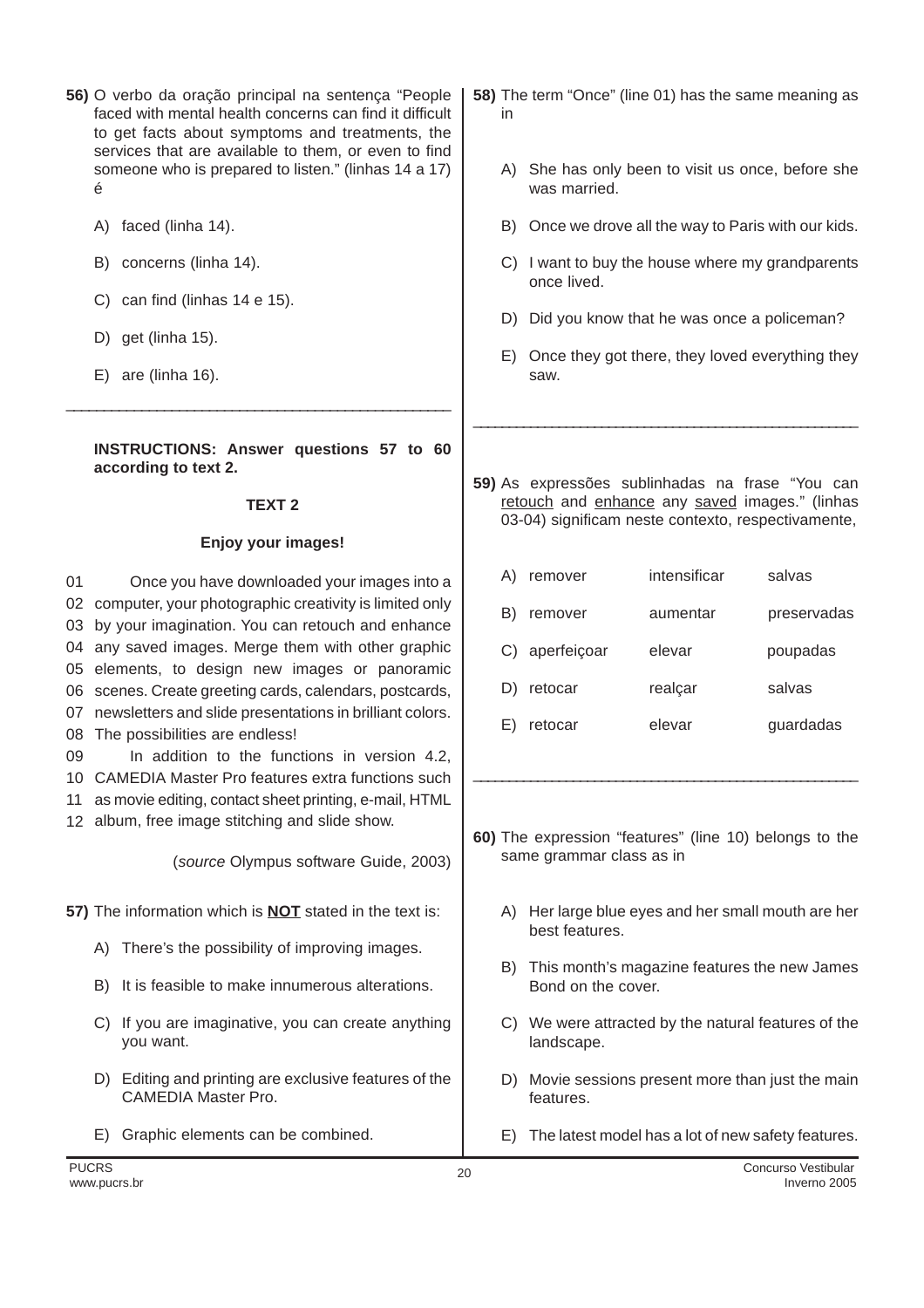**56)** O verbo da oração principal na sentença "People faced with mental health concerns can find it difficult to get facts about symptoms and treatments, the services that are available to them, or even to find someone who is prepared to listen." (linhas 14 a 17) é

A) faced (linha 14).

B) concerns (linha 14).

C) can find (linhas 14 e 15).

D) get (linha 15).

E) are (linha 16).

---

**INSTRUCTIONS: Answer questions 57 to 60 according to text 2.**

**TEXT 2**

**Enjoy your images!**

01 Once you have downloaded your images into a
02 computer, your photographic creativity is limited only
03 by your imagination. You can retouch and enhance
04 any saved images. Merge them with other graphic
05 elements, to design new images or panoramic
06 scenes. Create greeting cards, calendars, postcards,
07 newsletters and slide presentations in brilliant colors.
08 The possibilities are endless!
09 In addition to the functions in version 4.2,
10 CAMEDIA Master Pro features extra functions such
11 as movie editing, contact sheet printing, e-mail, HTML
12 album, free image stitching and slide show.

(*source* Olympus software Guide, 2003)

**57)** The information which is **NOT** stated in the text is:

A) There's the possibility of improving images.

B) It is feasible to make innumerous alterations.

C) If you are imaginative, you can create anything you want.

D) Editing and printing are exclusive features of the CAMEDIA Master Pro.

E) Graphic elements can be combined.

**58)** The term "Once" (line 01) has the same meaning as in

A) She has only been to visit us once, before she was married.

B) Once we drove all the way to Paris with our kids.

C) I want to buy the house where my grandparents once lived.

D) Did you know that he was once a policeman?

E) Once they got there, they loved everything they saw.

---

**59)** As expressões sublinhadas na frase "You can retouch and enhance any saved images." (linhas 03-04) significam neste contexto, respectivamente,

| | | | |
|---|---|---|---|
| A) | remover | intensificar | salvas |
| B) | remover | aumentar | preservadas |
| C) | aperfeiçoar | elevar | poupadas |
| D) | retocar | realçar | salvas |
| E) | retocar | elevar | guardadas |

---

**60)** The expression "features" (line 10) belongs to the same grammar class as in

A) Her large blue eyes and her small mouth are her best features.

B) This month's magazine features the new James Bond on the cover.

C) We were attracted by the natural features of the landscape.

D) Movie sessions present more than just the main features.

E) The latest model has a lot of new safety features.